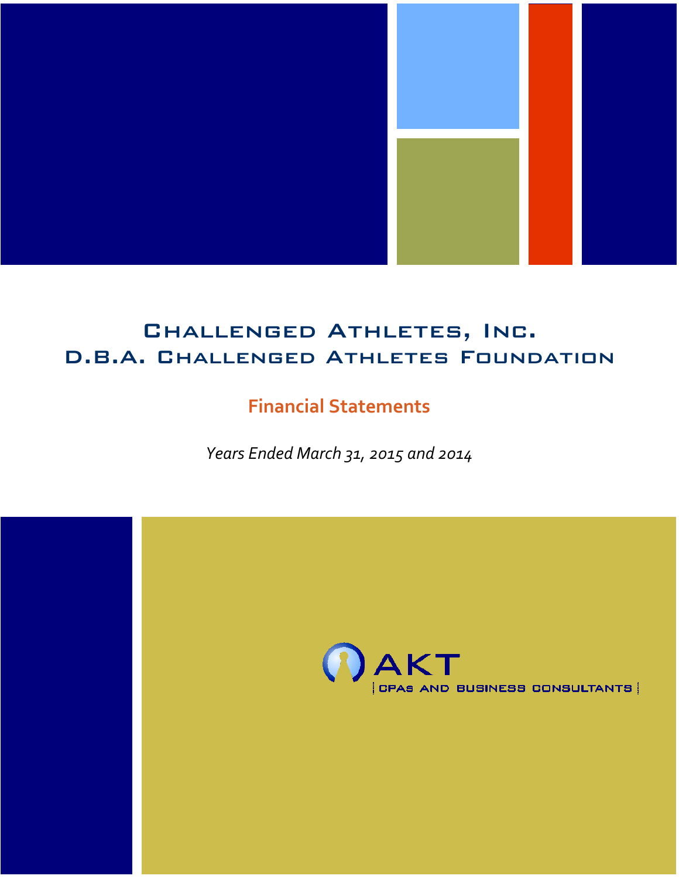# Challenged Athletes, Inc.
# D.B.A. Challenged Athletes Foundation

## Financial Statements

*Years Ended March 31, 2015 and 2014*

AKT

CPAs AND BUSINESS CONSULTANTS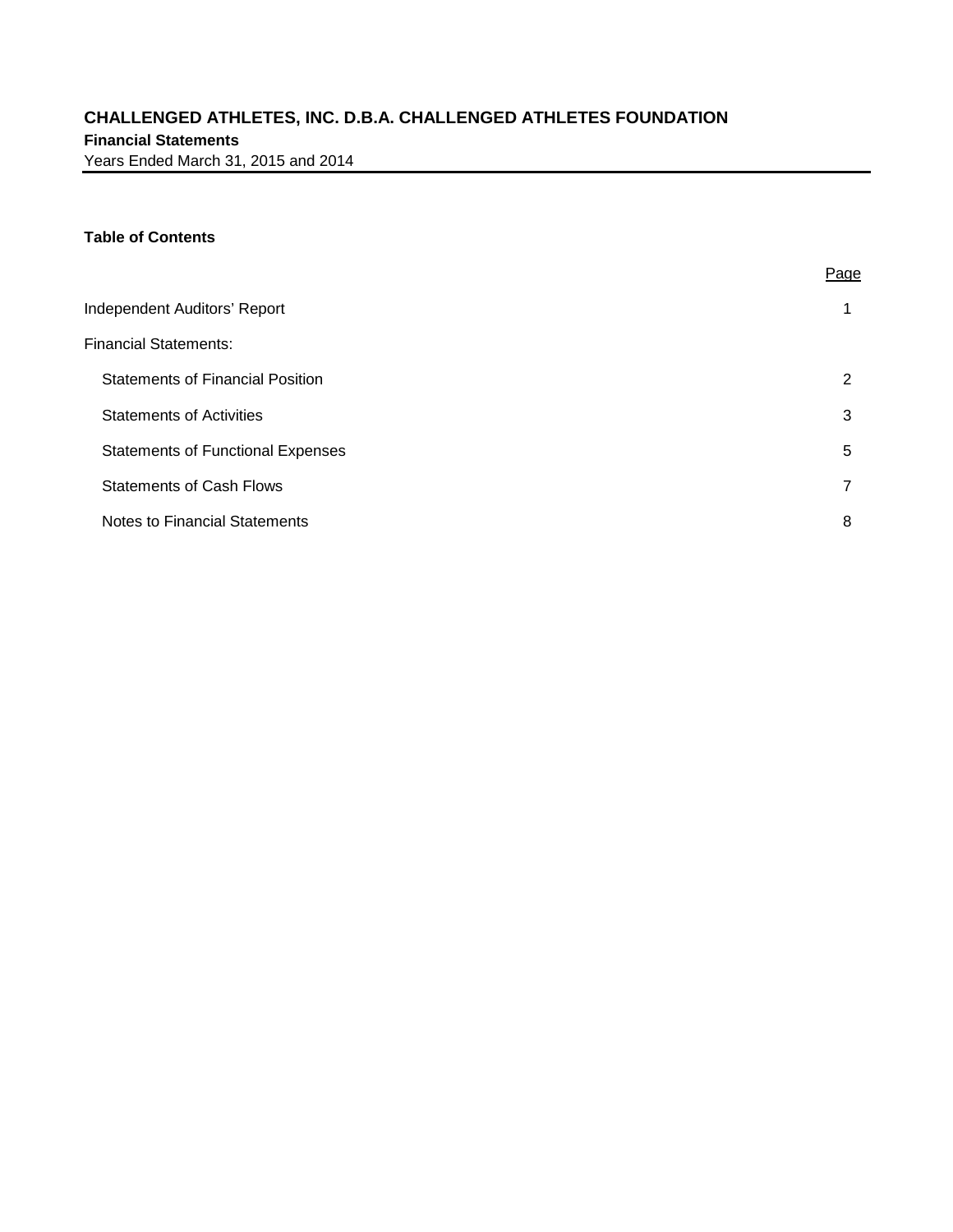# CHALLENGED ATHLETES, INC. D.B.A. CHALLENGED ATHLETES FOUNDATION

**Financial Statements**

Years Ended March 31, 2015 and 2014

**Table of Contents**

| | Page |
|---|---|
| Independent Auditors' Report | 1 |
| Financial Statements: | |
| Statements of Financial Position | 2 |
| Statements of Activities | 3 |
| Statements of Functional Expenses | 5 |
| Statements of Cash Flows | 7 |
| Notes to Financial Statements | 8 |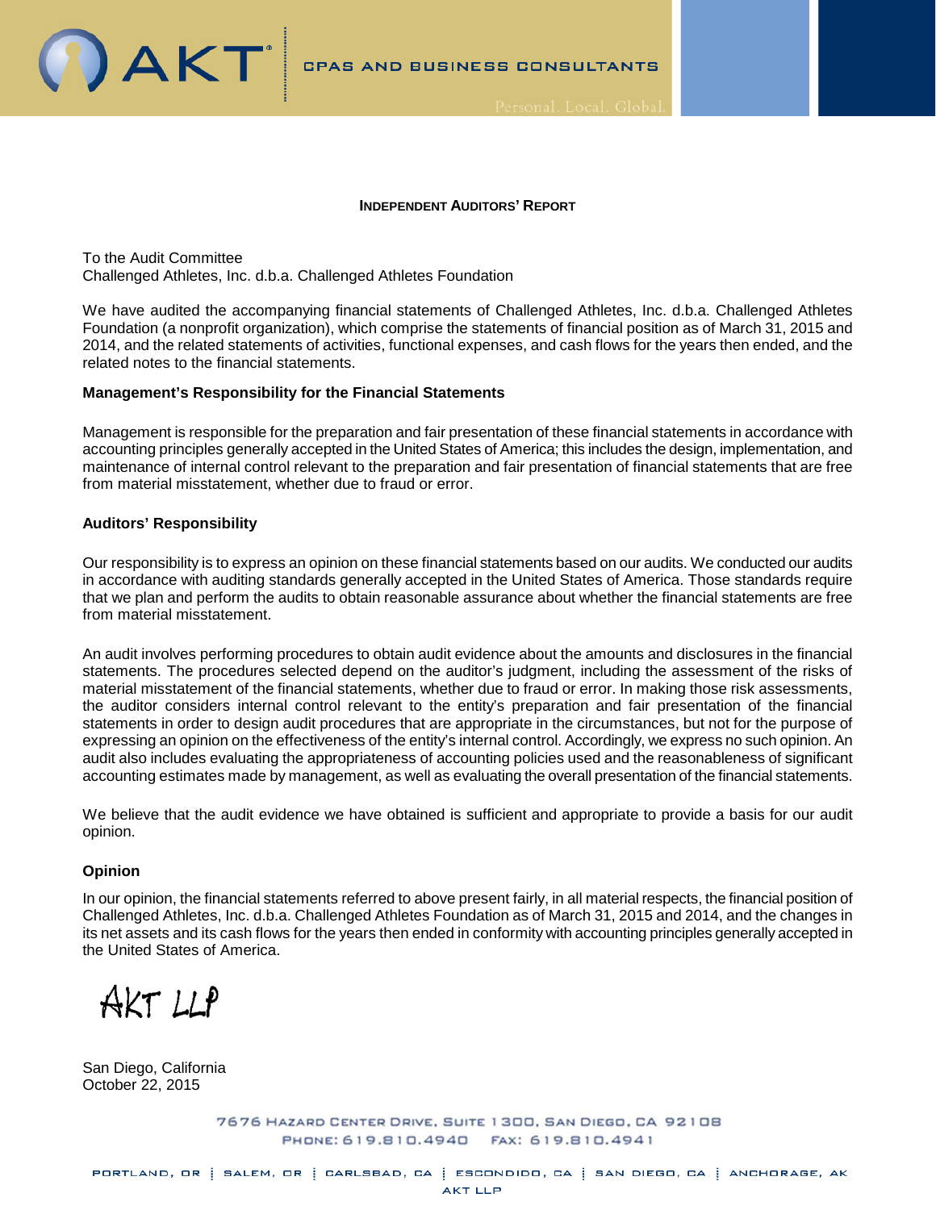**INDEPENDENT AUDITORS' REPORT**

To the Audit Committee
Challenged Athletes, Inc. d.b.a. Challenged Athletes Foundation

We have audited the accompanying financial statements of Challenged Athletes, Inc. d.b.a. Challenged Athletes Foundation (a nonprofit organization), which comprise the statements of financial position as of March 31, 2015 and 2014, and the related statements of activities, functional expenses, and cash flows for the years then ended, and the related notes to the financial statements.

### Management's Responsibility for the Financial Statements

Management is responsible for the preparation and fair presentation of these financial statements in accordance with accounting principles generally accepted in the United States of America; this includes the design, implementation, and maintenance of internal control relevant to the preparation and fair presentation of financial statements that are free from material misstatement, whether due to fraud or error.

### Auditors' Responsibility

Our responsibility is to express an opinion on these financial statements based on our audits. We conducted our audits in accordance with auditing standards generally accepted in the United States of America. Those standards require that we plan and perform the audits to obtain reasonable assurance about whether the financial statements are free from material misstatement.

An audit involves performing procedures to obtain audit evidence about the amounts and disclosures in the financial statements. The procedures selected depend on the auditor's judgment, including the assessment of the risks of material misstatement of the financial statements, whether due to fraud or error. In making those risk assessments, the auditor considers internal control relevant to the entity's preparation and fair presentation of the financial statements in order to design audit procedures that are appropriate in the circumstances, but not for the purpose of expressing an opinion on the effectiveness of the entity's internal control. Accordingly, we express no such opinion. An audit also includes evaluating the appropriateness of accounting policies used and the reasonableness of significant accounting estimates made by management, as well as evaluating the overall presentation of the financial statements.

We believe that the audit evidence we have obtained is sufficient and appropriate to provide a basis for our audit opinion.

### Opinion

In our opinion, the financial statements referred to above present fairly, in all material respects, the financial position of Challenged Athletes, Inc. d.b.a. Challenged Athletes Foundation as of March 31, 2015 and 2014, and the changes in its net assets and its cash flows for the years then ended in conformity with accounting principles generally accepted in the United States of America.

AKT LLP

San Diego, California
October 22, 2015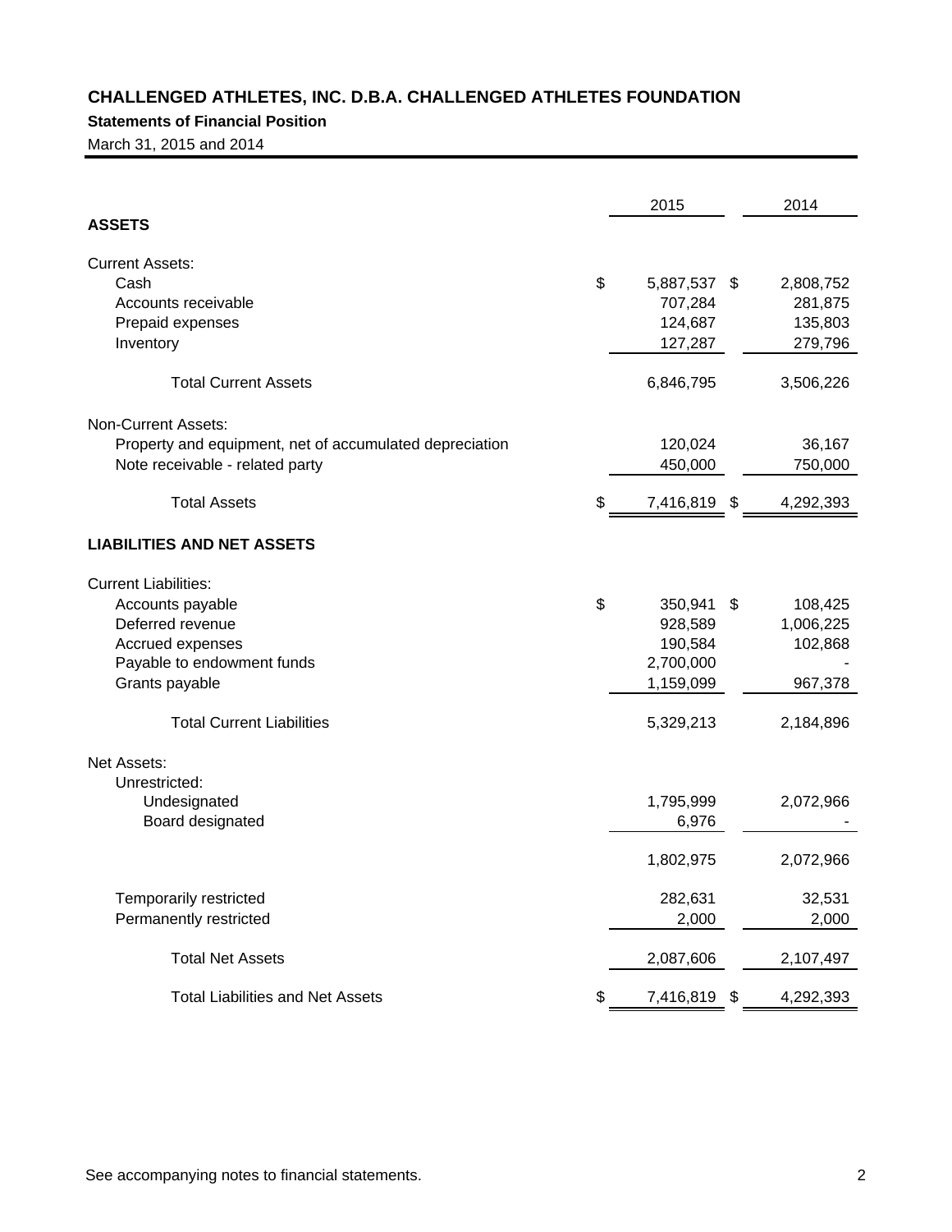# CHALLENGED ATHLETES, INC. D.B.A. CHALLENGED ATHLETES FOUNDATION

## Statements of Financial Position

March 31, 2015 and 2014

| | 2015 | 2014 |
|---|---|---|
| **ASSETS** | | |
| Current Assets: | | |
| Cash | $ 5,887,537 | $ 2,808,752 |
| Accounts receivable | 707,284 | 281,875 |
| Prepaid expenses | 124,687 | 135,803 |
| Inventory | 127,287 | 279,796 |
| Total Current Assets | 6,846,795 | 3,506,226 |
| Non-Current Assets: | | |
| Property and equipment, net of accumulated depreciation | 120,024 | 36,167 |
| Note receivable - related party | 450,000 | 750,000 |
| Total Assets | $ 7,416,819 | $ 4,292,393 |
| **LIABILITIES AND NET ASSETS** | | |
| Current Liabilities: | | |
| Accounts payable | $ 350,941 | $ 108,425 |
| Deferred revenue | 928,589 | 1,006,225 |
| Accrued expenses | 190,584 | 102,868 |
| Payable to endowment funds | 2,700,000 | - |
| Grants payable | 1,159,099 | 967,378 |
| Total Current Liabilities | 5,329,213 | 2,184,896 |
| Net Assets: | | |
| Unrestricted: | | |
| Undesignated | 1,795,999 | 2,072,966 |
| Board designated | 6,976 | - |
| | 1,802,975 | 2,072,966 |
| Temporarily restricted | 282,631 | 32,531 |
| Permanently restricted | 2,000 | 2,000 |
| Total Net Assets | 2,087,606 | 2,107,497 |
| Total Liabilities and Net Assets | $ 7,416,819 | $ 4,292,393 |

See accompanying notes to financial statements.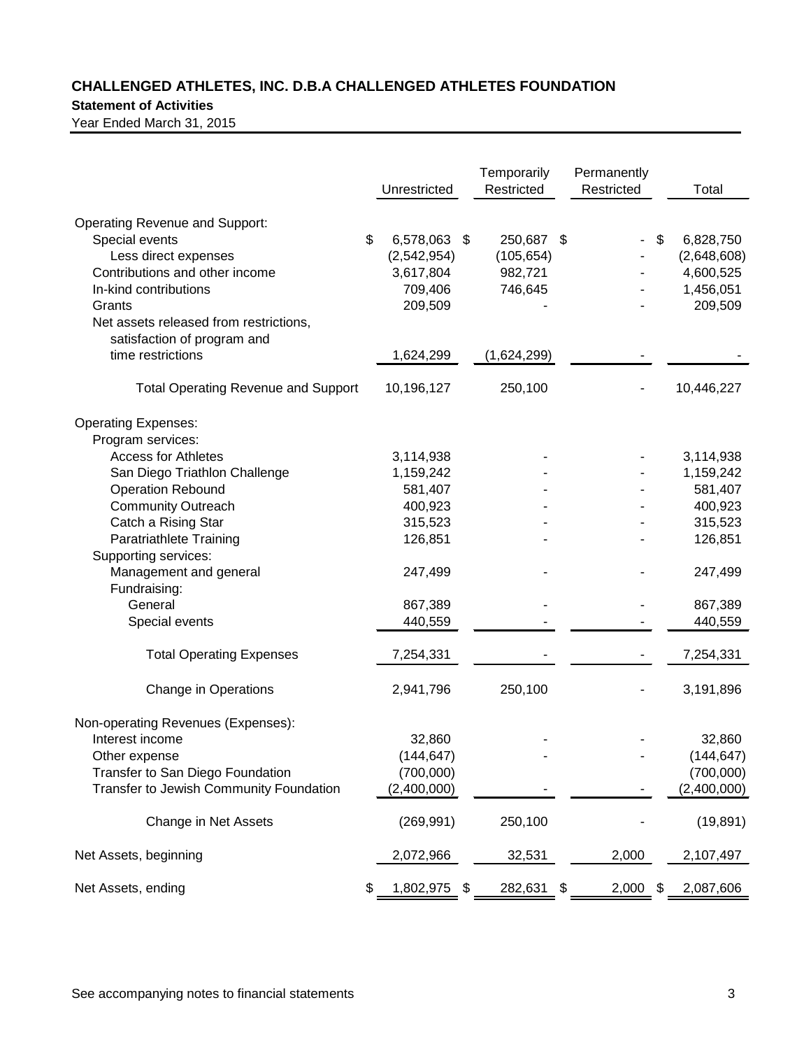**CHALLENGED ATHLETES, INC. D.B.A CHALLENGED ATHLETES FOUNDATION**

**Statement of Activities**

Year Ended March 31, 2015

| | Unrestricted | Temporarily Restricted | Permanently Restricted | Total |
|---|---|---|---|---|
| Operating Revenue and Support: | | | | |
| Special events | $ 6,578,063 | $ 250,687 | $ - | $ 6,828,750 |
| Less direct expenses | (2,542,954) | (105,654) | - | (2,648,608) |
| Contributions and other income | 3,617,804 | 982,721 | - | 4,600,525 |
| In-kind contributions | 709,406 | 746,645 | - | 1,456,051 |
| Grants | 209,509 | - | - | 209,509 |
| Net assets released from restrictions, satisfaction of program and time restrictions | 1,624,299 | (1,624,299) | - | - |
| Total Operating Revenue and Support | 10,196,127 | 250,100 | - | 10,446,227 |
| Operating Expenses: | | | | |
| Program services: | | | | |
| Access for Athletes | 3,114,938 | - | - | 3,114,938 |
| San Diego Triathlon Challenge | 1,159,242 | - | - | 1,159,242 |
| Operation Rebound | 581,407 | - | - | 581,407 |
| Community Outreach | 400,923 | - | - | 400,923 |
| Catch a Rising Star | 315,523 | - | - | 315,523 |
| Paratriathlete Training | 126,851 | - | - | 126,851 |
| Supporting services: | | | | |
| Management and general | 247,499 | - | - | 247,499 |
| Fundraising: | | | | |
| General | 867,389 | - | - | 867,389 |
| Special events | 440,559 | - | - | 440,559 |
| Total Operating Expenses | 7,254,331 | - | - | 7,254,331 |
| Change in Operations | 2,941,796 | 250,100 | - | 3,191,896 |
| Non-operating Revenues (Expenses): | | | | |
| Interest income | 32,860 | - | - | 32,860 |
| Other expense | (144,647) | - | - | (144,647) |
| Transfer to San Diego Foundation | (700,000) | | | (700,000) |
| Transfer to Jewish Community Foundation | (2,400,000) | - | - | (2,400,000) |
| Change in Net Assets | (269,991) | 250,100 | - | (19,891) |
| Net Assets, beginning | 2,072,966 | 32,531 | 2,000 | 2,107,497 |
| Net Assets, ending | $ 1,802,975 | $ 282,631 | $ 2,000 | $ 2,087,606 |

See accompanying notes to financial statements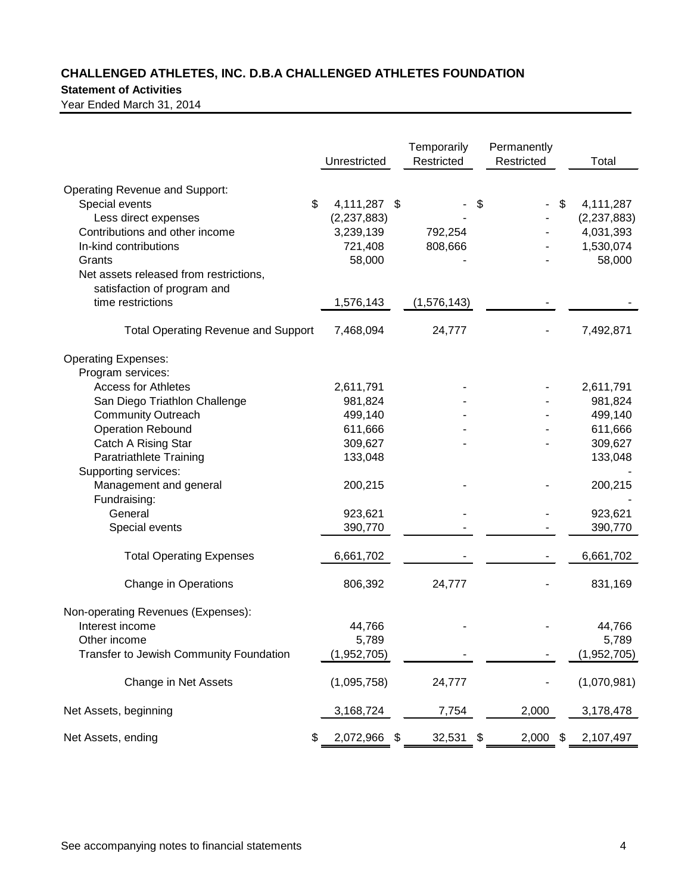**CHALLENGED ATHLETES, INC. D.B.A CHALLENGED ATHLETES FOUNDATION**

**Statement of Activities**

Year Ended March 31, 2014

| | Unrestricted | Temporarily Restricted | Permanently Restricted | Total |
|---|---|---|---|---|
| Operating Revenue and Support: | | | | |
| Special events | $ 4,111,287 | $ - | $ - | $ 4,111,287 |
| Less direct expenses | (2,237,883) | - | - | (2,237,883) |
| Contributions and other income | 3,239,139 | 792,254 | - | 4,031,393 |
| In-kind contributions | 721,408 | 808,666 | - | 1,530,074 |
| Grants | 58,000 | - | - | 58,000 |
| Net assets released from restrictions, satisfaction of program and time restrictions | 1,576,143 | (1,576,143) | - | - |
| Total Operating Revenue and Support | 7,468,094 | 24,777 | - | 7,492,871 |
| Operating Expenses: | | | | |
| Program services: | | | | |
| Access for Athletes | 2,611,791 | - | - | 2,611,791 |
| San Diego Triathlon Challenge | 981,824 | - | - | 981,824 |
| Community Outreach | 499,140 | - | - | 499,140 |
| Operation Rebound | 611,666 | - | - | 611,666 |
| Catch A Rising Star | 309,627 | - | - | 309,627 |
| Paratriathlete Training | 133,048 | | | 133,048 |
| Supporting services: | | | | - |
| Management and general | 200,215 | - | - | 200,215 |
| Fundraising: | | | | - |
| General | 923,621 | - | - | 923,621 |
| Special events | 390,770 | - | - | 390,770 |
| Total Operating Expenses | 6,661,702 | - | - | 6,661,702 |
| Change in Operations | 806,392 | 24,777 | - | 831,169 |
| Non-operating Revenues (Expenses): | | | | |
| Interest income | 44,766 | - | - | 44,766 |
| Other income | 5,789 | | | 5,789 |
| Transfer to Jewish Community Foundation | (1,952,705) | - | - | (1,952,705) |
| Change in Net Assets | (1,095,758) | 24,777 | - | (1,070,981) |
| Net Assets, beginning | 3,168,724 | 7,754 | 2,000 | 3,178,478 |
| Net Assets, ending | $ 2,072,966 | $ 32,531 | $ 2,000 | $ 2,107,497 |

See accompanying notes to financial statements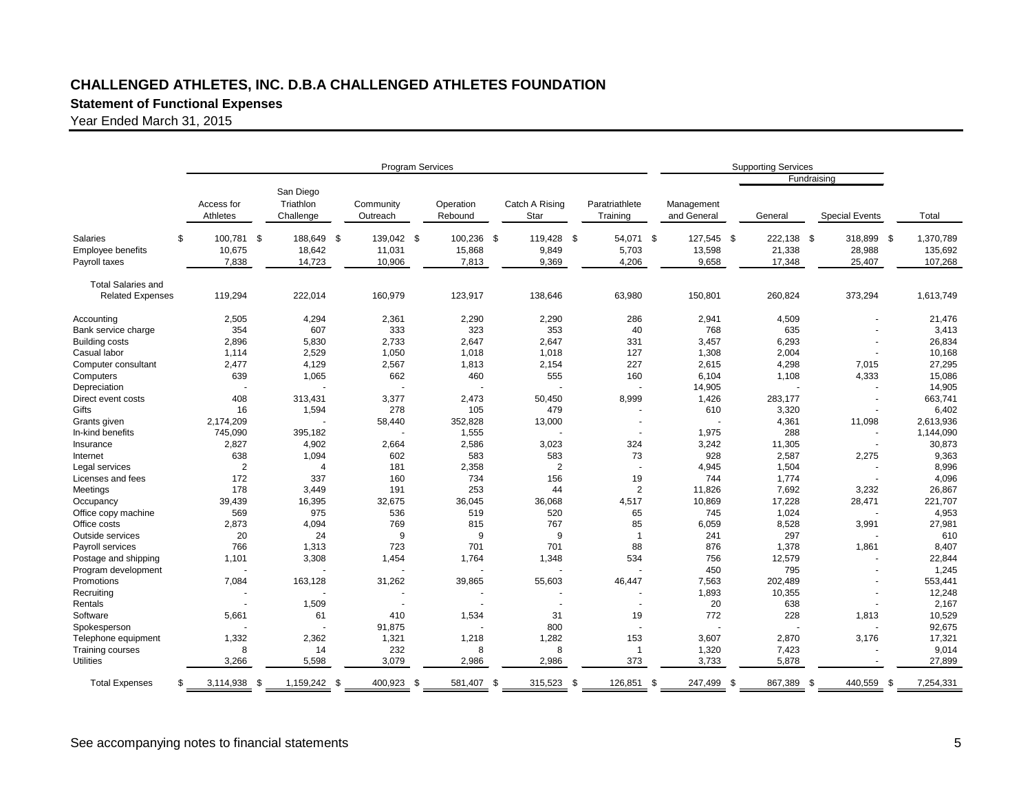# CHALLENGED ATHLETES, INC. D.B.A CHALLENGED ATHLETES FOUNDATION

## Statement of Functional Expenses

Year Ended March 31, 2015

| | Program Services | | | | | | Supporting Services | | | |
|---|---|---|---|---|---|---|---|---|---|---|
| | | | | | | | | Fundraising | | |
| | Access for Athletes | San Diego Triathlon Challenge | Community Outreach | Operation Rebound | Catch A Rising Star | Paratriathlete Training | Management and General | General | Special Events | Total |
| Salaries | $ 100,781 | $ 188,649 | $ 139,042 | $ 100,236 | $ 119,428 | $ 54,071 | $ 127,545 | $ 222,138 | $ 318,899 | $ 1,370,789 |
| Employee benefits | 10,675 | 18,642 | 11,031 | 15,868 | 9,849 | 5,703 | 13,598 | 21,338 | 28,988 | 135,692 |
| Payroll taxes | 7,838 | 14,723 | 10,906 | 7,813 | 9,369 | 4,206 | 9,658 | 17,348 | 25,407 | 107,268 |
| Total Salaries and Related Expenses | 119,294 | 222,014 | 160,979 | 123,917 | 138,646 | 63,980 | 150,801 | 260,824 | 373,294 | 1,613,749 |
| Accounting | 2,505 | 4,294 | 2,361 | 2,290 | 2,290 | 286 | 2,941 | 4,509 | - | 21,476 |
| Bank service charge | 354 | 607 | 333 | 323 | 353 | 40 | 768 | 635 | - | 3,413 |
| Building costs | 2,896 | 5,830 | 2,733 | 2,647 | 2,647 | 331 | 3,457 | 6,293 | - | 26,834 |
| Casual labor | 1,114 | 2,529 | 1,050 | 1,018 | 1,018 | 127 | 1,308 | 2,004 | - | 10,168 |
| Computer consultant | 2,477 | 4,129 | 2,567 | 1,813 | 2,154 | 227 | 2,615 | 4,298 | 7,015 | 27,295 |
| Computers | 639 | 1,065 | 662 | 460 | 555 | 160 | 6,104 | 1,108 | 4,333 | 15,086 |
| Depreciation | - | - | - | - | - | - | 14,905 | - | - | 14,905 |
| Direct event costs | 408 | 313,431 | 3,377 | 2,473 | 50,450 | 8,999 | 1,426 | 283,177 | - | 663,741 |
| Gifts | 16 | 1,594 | 278 | 105 | 479 | - | 610 | 3,320 | - | 6,402 |
| Grants given | 2,174,209 | - | 58,440 | 352,828 | 13,000 | - | - | 4,361 | 11,098 | 2,613,936 |
| In-kind benefits | 745,090 | 395,182 | - | 1,555 | - | - | 1,975 | 288 | - | 1,144,090 |
| Insurance | 2,827 | 4,902 | 2,664 | 2,586 | 3,023 | 324 | 3,242 | 11,305 | - | 30,873 |
| Internet | 638 | 1,094 | 602 | 583 | 583 | 73 | 928 | 2,587 | 2,275 | 9,363 |
| Legal services | 2 | 4 | 181 | 2,358 | 2 | - | 4,945 | 1,504 | - | 8,996 |
| Licenses and fees | 172 | 337 | 160 | 734 | 156 | 19 | 744 | 1,774 | - | 4,096 |
| Meetings | 178 | 3,449 | 191 | 253 | 44 | 2 | 11,826 | 7,692 | 3,232 | 26,867 |
| Occupancy | 39,439 | 16,395 | 32,675 | 36,045 | 36,068 | 4,517 | 10,869 | 17,228 | 28,471 | 221,707 |
| Office copy machine | 569 | 975 | 536 | 519 | 520 | 65 | 745 | 1,024 | - | 4,953 |
| Office costs | 2,873 | 4,094 | 769 | 815 | 767 | 85 | 6,059 | 8,528 | 3,991 | 27,981 |
| Outside services | 20 | 24 | 9 | 9 | 9 | 1 | 241 | 297 | - | 610 |
| Payroll services | 766 | 1,313 | 723 | 701 | 701 | 88 | 876 | 1,378 | 1,861 | 8,407 |
| Postage and shipping | 1,101 | 3,308 | 1,454 | 1,764 | 1,348 | 534 | 756 | 12,579 | - | 22,844 |
| Program development | - | - | - | - | - | - | 450 | 795 | - | 1,245 |
| Promotions | 7,084 | 163,128 | 31,262 | 39,865 | 55,603 | 46,447 | 7,563 | 202,489 | - | 553,441 |
| Recruiting | - | - | - | - | - | - | 1,893 | 10,355 | - | 12,248 |
| Rentals | - | 1,509 | - | - | - | - | 20 | 638 | - | 2,167 |
| Software | 5,661 | 61 | 410 | 1,534 | 31 | 19 | 772 | 228 | 1,813 | 10,529 |
| Spokesperson | - | - | 91,875 | - | 800 | - | - | - | - | 92,675 |
| Telephone equipment | 1,332 | 2,362 | 1,321 | 1,218 | 1,282 | 153 | 3,607 | 2,870 | 3,176 | 17,321 |
| Training courses | 8 | 14 | 232 | 8 | 8 | 1 | 1,320 | 7,423 | - | 9,014 |
| Utilities | 3,266 | 5,598 | 3,079 | 2,986 | 2,986 | 373 | 3,733 | 5,878 | - | 27,899 |
| Total Expenses | $ 3,114,938 | $ 1,159,242 | $ 400,923 | $ 581,407 | $ 315,523 | $ 126,851 | $ 247,499 | $ 867,389 | $ 440,559 | $ 7,254,331 |

See accompanying notes to financial statements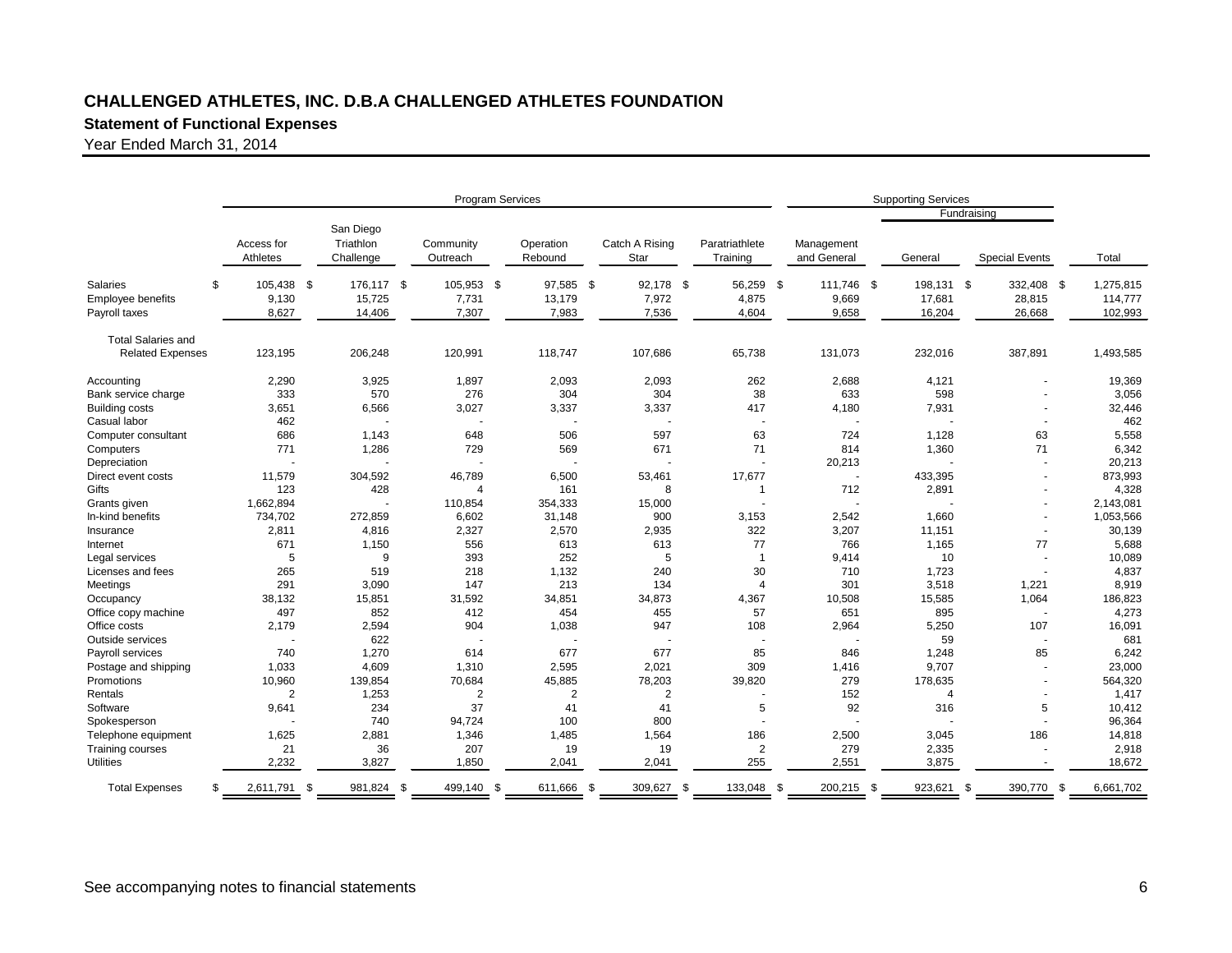# CHALLENGED ATHLETES, INC. D.B.A CHALLENGED ATHLETES FOUNDATION

## Statement of Functional Expenses

Year Ended March 31, 2014

| | Program Services | | | | | | Supporting Services | | | |
|---|---|---|---|---|---|---|---|---|---|---|
| | | | | | | | | Fundraising | | |
| | Access for Athletes | San Diego Triathlon Challenge | Community Outreach | Operation Rebound | Catch A Rising Star | Paratriathlete Training | Management and General | General | Special Events | Total |
| Salaries | $ 105,438 | $ 176,117 | $ 105,953 | $ 97,585 | $ 92,178 | $ 56,259 | $ 111,746 | $ 198,131 | $ 332,408 | $ 1,275,815 |
| Employee benefits | 9,130 | 15,725 | 7,731 | 13,179 | 7,972 | 4,875 | 9,669 | 17,681 | 28,815 | 114,777 |
| Payroll taxes | 8,627 | 14,406 | 7,307 | 7,983 | 7,536 | 4,604 | 9,658 | 16,204 | 26,668 | 102,993 |
| Total Salaries and Related Expenses | 123,195 | 206,248 | 120,991 | 118,747 | 107,686 | 65,738 | 131,073 | 232,016 | 387,891 | 1,493,585 |
| Accounting | 2,290 | 3,925 | 1,897 | 2,093 | 2,093 | 262 | 2,688 | 4,121 | - | 19,369 |
| Bank service charge | 333 | 570 | 276 | 304 | 304 | 38 | 633 | 598 | - | 3,056 |
| Building costs | 3,651 | 6,566 | 3,027 | 3,337 | 3,337 | 417 | 4,180 | 7,931 | - | 32,446 |
| Casual labor | 462 | - | - | - | - | - | - | - | - | 462 |
| Computer consultant | 686 | 1,143 | 648 | 506 | 597 | 63 | 724 | 1,128 | 63 | 5,558 |
| Computers | 771 | 1,286 | 729 | 569 | 671 | 71 | 814 | 1,360 | 71 | 6,342 |
| Depreciation | - | - | - | - | - | - | 20,213 | - | - | 20,213 |
| Direct event costs | 11,579 | 304,592 | 46,789 | 6,500 | 53,461 | 17,677 | - | 433,395 | - | 873,993 |
| Gifts | 123 | 428 | 4 | 161 | 8 | 1 | 712 | 2,891 | - | 4,328 |
| Grants given | 1,662,894 | - | 110,854 | 354,333 | 15,000 | - | - | - | - | 2,143,081 |
| In-kind benefits | 734,702 | 272,859 | 6,602 | 31,148 | 900 | 3,153 | 2,542 | 1,660 | - | 1,053,566 |
| Insurance | 2,811 | 4,816 | 2,327 | 2,570 | 2,935 | 322 | 3,207 | 11,151 | - | 30,139 |
| Internet | 671 | 1,150 | 556 | 613 | 613 | 77 | 766 | 1,165 | 77 | 5,688 |
| Legal services | 5 | 9 | 393 | 252 | 5 | 1 | 9,414 | 10 | - | 10,089 |
| Licenses and fees | 265 | 519 | 218 | 1,132 | 240 | 30 | 710 | 1,723 | - | 4,837 |
| Meetings | 291 | 3,090 | 147 | 213 | 134 | 4 | 301 | 3,518 | 1,221 | 8,919 |
| Occupancy | 38,132 | 15,851 | 31,592 | 34,851 | 34,873 | 4,367 | 10,508 | 15,585 | 1,064 | 186,823 |
| Office copy machine | 497 | 852 | 412 | 454 | 455 | 57 | 651 | 895 | - | 4,273 |
| Office costs | 2,179 | 2,594 | 904 | 1,038 | 947 | 108 | 2,964 | 5,250 | 107 | 16,091 |
| Outside services | - | 622 | - | - | - | - | - | 59 | - | 681 |
| Payroll services | 740 | 1,270 | 614 | 677 | 677 | 85 | 846 | 1,248 | 85 | 6,242 |
| Postage and shipping | 1,033 | 4,609 | 1,310 | 2,595 | 2,021 | 309 | 1,416 | 9,707 | - | 23,000 |
| Promotions | 10,960 | 139,854 | 70,684 | 45,885 | 78,203 | 39,820 | 279 | 178,635 | - | 564,320 |
| Rentals | 2 | 1,253 | 2 | 2 | 2 | - | 152 | 4 | - | 1,417 |
| Software | 9,641 | 234 | 37 | 41 | 41 | 5 | 92 | 316 | 5 | 10,412 |
| Spokesperson | - | 740 | 94,724 | 100 | 800 | - | - | - | - | 96,364 |
| Telephone equipment | 1,625 | 2,881 | 1,346 | 1,485 | 1,564 | 186 | 2,500 | 3,045 | 186 | 14,818 |
| Training courses | 21 | 36 | 207 | 19 | 19 | 2 | 279 | 2,335 | - | 2,918 |
| Utilities | 2,232 | 3,827 | 1,850 | 2,041 | 2,041 | 255 | 2,551 | 3,875 | - | 18,672 |
| Total Expenses | $ 2,611,791 | $ 981,824 | $ 499,140 | $ 611,666 | $ 309,627 | $ 133,048 | $ 200,215 | $ 923,621 | $ 390,770 | $ 6,661,702 |

See accompanying notes to financial statements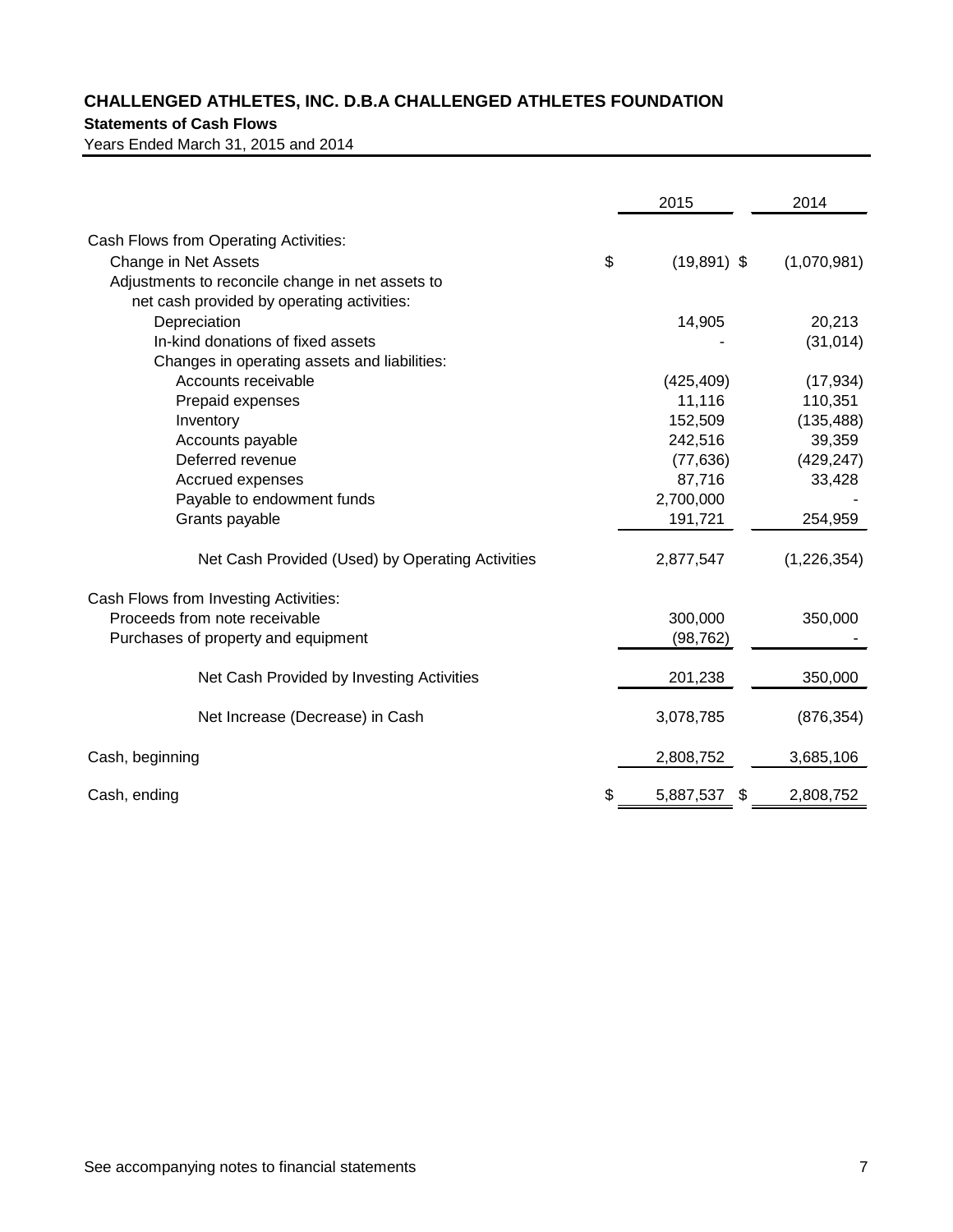**CHALLENGED ATHLETES, INC. D.B.A CHALLENGED ATHLETES FOUNDATION**

**Statements of Cash Flows**

Years Ended March 31, 2015 and 2014

| | 2015 | 2014 |
|---|---|---|
| Cash Flows from Operating Activities: | | |
| Change in Net Assets | $ (19,891) | $ (1,070,981) |
| Adjustments to reconcile change in net assets to net cash provided by operating activities: | | |
| Depreciation | 14,905 | 20,213 |
| In-kind donations of fixed assets | - | (31,014) |
| Changes in operating assets and liabilities: | | |
| Accounts receivable | (425,409) | (17,934) |
| Prepaid expenses | 11,116 | 110,351 |
| Inventory | 152,509 | (135,488) |
| Accounts payable | 242,516 | 39,359 |
| Deferred revenue | (77,636) | (429,247) |
| Accrued expenses | 87,716 | 33,428 |
| Payable to endowment funds | 2,700,000 | - |
| Grants payable | 191,721 | 254,959 |
| Net Cash Provided (Used) by Operating Activities | 2,877,547 | (1,226,354) |
| Cash Flows from Investing Activities: | | |
| Proceeds from note receivable | 300,000 | 350,000 |
| Purchases of property and equipment | (98,762) | - |
| Net Cash Provided by Investing Activities | 201,238 | 350,000 |
| Net Increase (Decrease) in Cash | 3,078,785 | (876,354) |
| Cash, beginning | 2,808,752 | 3,685,106 |
| Cash, ending | $ 5,887,537 | $ 2,808,752 |

See accompanying notes to financial statements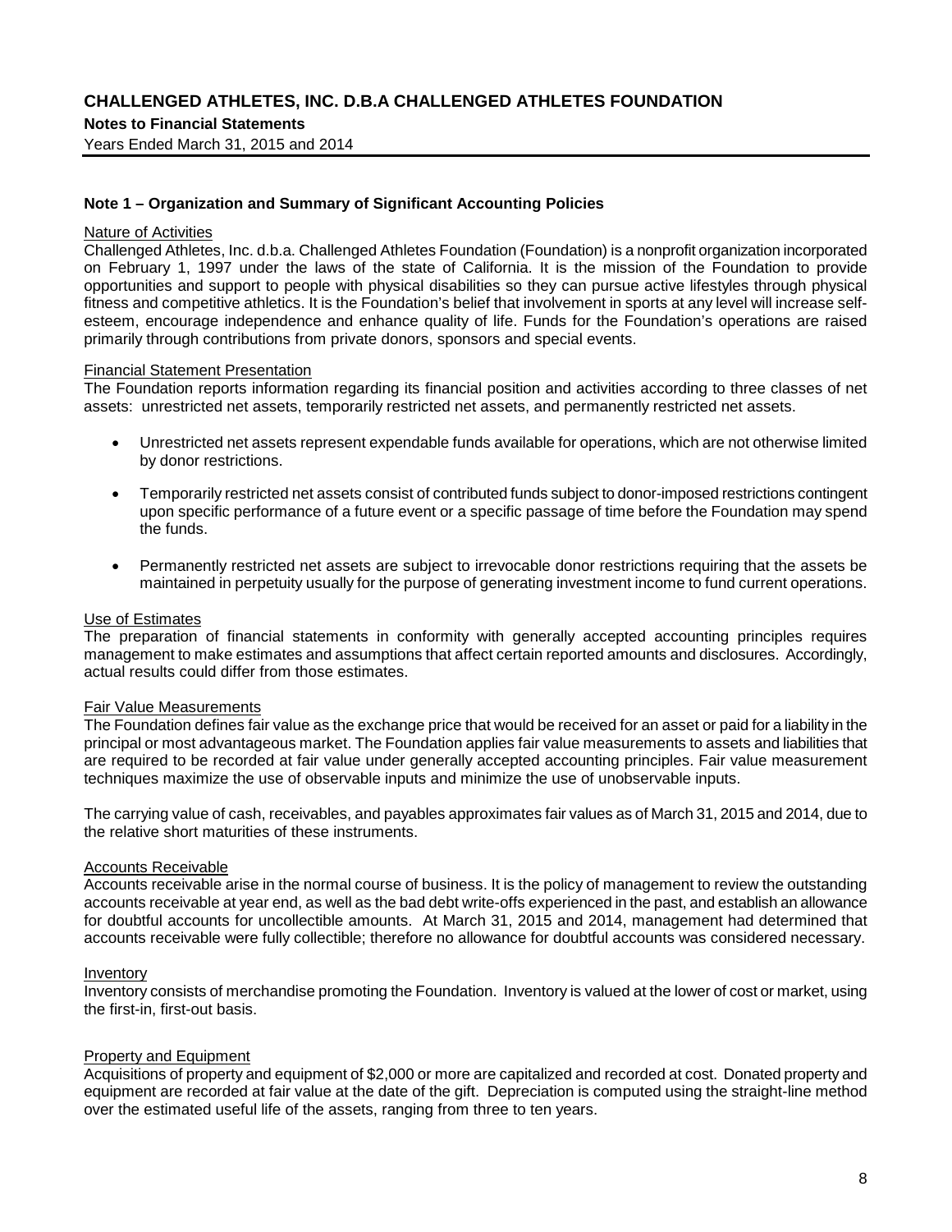# CHALLENGED ATHLETES, INC. D.B.A CHALLENGED ATHLETES FOUNDATION

**Notes to Financial Statements**

Years Ended March 31, 2015 and 2014

## Note 1 – Organization and Summary of Significant Accounting Policies

Nature of Activities

Challenged Athletes, Inc. d.b.a. Challenged Athletes Foundation (Foundation) is a nonprofit organization incorporated on February 1, 1997 under the laws of the state of California. It is the mission of the Foundation to provide opportunities and support to people with physical disabilities so they can pursue active lifestyles through physical fitness and competitive athletics. It is the Foundation's belief that involvement in sports at any level will increase self-esteem, encourage independence and enhance quality of life. Funds for the Foundation's operations are raised primarily through contributions from private donors, sponsors and special events.

Financial Statement Presentation

The Foundation reports information regarding its financial position and activities according to three classes of net assets: unrestricted net assets, temporarily restricted net assets, and permanently restricted net assets.

- Unrestricted net assets represent expendable funds available for operations, which are not otherwise limited by donor restrictions.
- Temporarily restricted net assets consist of contributed funds subject to donor-imposed restrictions contingent upon specific performance of a future event or a specific passage of time before the Foundation may spend the funds.
- Permanently restricted net assets are subject to irrevocable donor restrictions requiring that the assets be maintained in perpetuity usually for the purpose of generating investment income to fund current operations.

Use of Estimates

The preparation of financial statements in conformity with generally accepted accounting principles requires management to make estimates and assumptions that affect certain reported amounts and disclosures. Accordingly, actual results could differ from those estimates.

Fair Value Measurements

The Foundation defines fair value as the exchange price that would be received for an asset or paid for a liability in the principal or most advantageous market. The Foundation applies fair value measurements to assets and liabilities that are required to be recorded at fair value under generally accepted accounting principles. Fair value measurement techniques maximize the use of observable inputs and minimize the use of unobservable inputs.

The carrying value of cash, receivables, and payables approximates fair values as of March 31, 2015 and 2014, due to the relative short maturities of these instruments.

Accounts Receivable

Accounts receivable arise in the normal course of business. It is the policy of management to review the outstanding accounts receivable at year end, as well as the bad debt write-offs experienced in the past, and establish an allowance for doubtful accounts for uncollectible amounts. At March 31, 2015 and 2014, management had determined that accounts receivable were fully collectible; therefore no allowance for doubtful accounts was considered necessary.

Inventory

Inventory consists of merchandise promoting the Foundation. Inventory is valued at the lower of cost or market, using the first-in, first-out basis.

Property and Equipment

Acquisitions of property and equipment of $2,000 or more are capitalized and recorded at cost. Donated property and equipment are recorded at fair value at the date of the gift. Depreciation is computed using the straight-line method over the estimated useful life of the assets, ranging from three to ten years.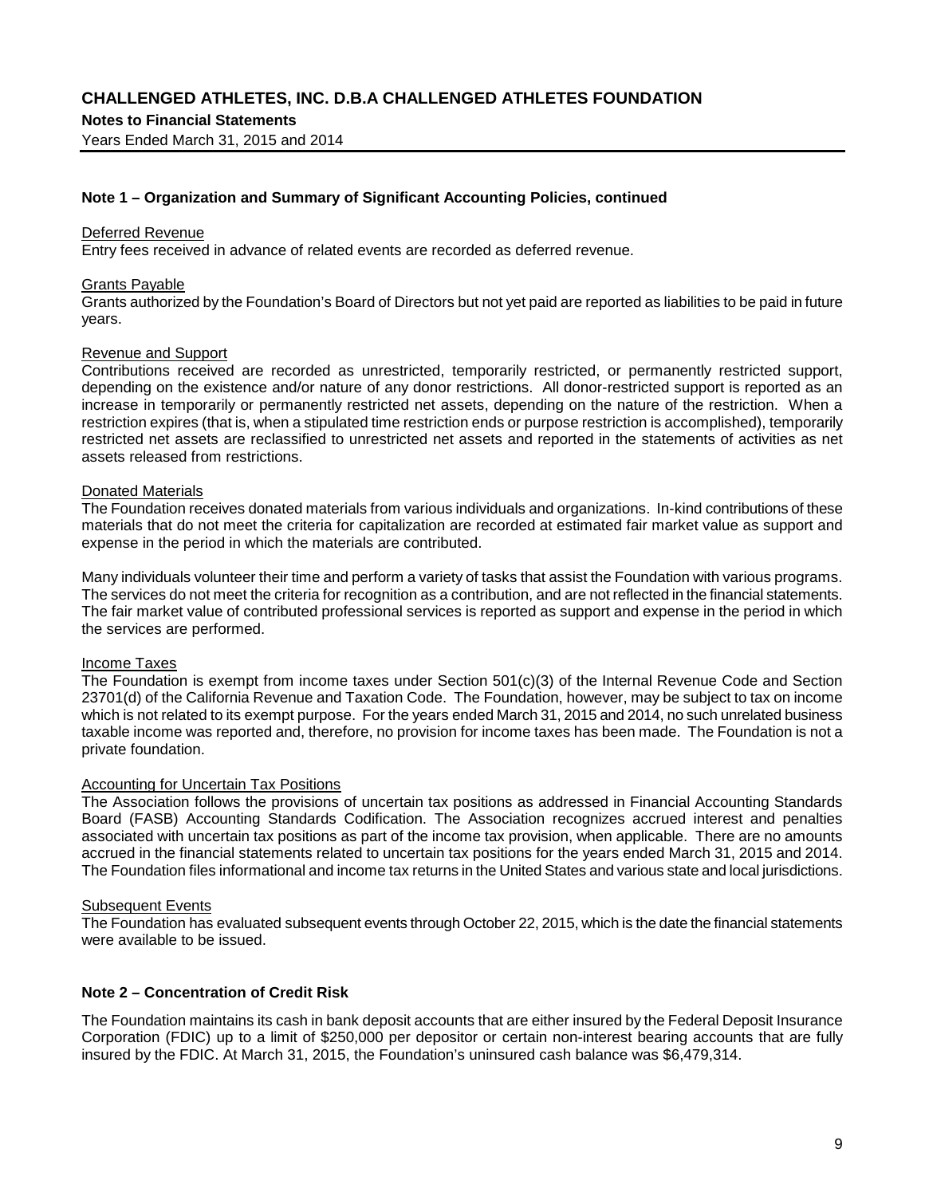# CHALLENGED ATHLETES, INC. D.B.A CHALLENGED ATHLETES FOUNDATION

**Notes to Financial Statements**

Years Ended March 31, 2015 and 2014

### Note 1 – Organization and Summary of Significant Accounting Policies, continued

Deferred Revenue

Entry fees received in advance of related events are recorded as deferred revenue.

Grants Payable

Grants authorized by the Foundation's Board of Directors but not yet paid are reported as liabilities to be paid in future years.

Revenue and Support

Contributions received are recorded as unrestricted, temporarily restricted, or permanently restricted support, depending on the existence and/or nature of any donor restrictions. All donor-restricted support is reported as an increase in temporarily or permanently restricted net assets, depending on the nature of the restriction. When a restriction expires (that is, when a stipulated time restriction ends or purpose restriction is accomplished), temporarily restricted net assets are reclassified to unrestricted net assets and reported in the statements of activities as net assets released from restrictions.

Donated Materials

The Foundation receives donated materials from various individuals and organizations. In-kind contributions of these materials that do not meet the criteria for capitalization are recorded at estimated fair market value as support and expense in the period in which the materials are contributed.

Many individuals volunteer their time and perform a variety of tasks that assist the Foundation with various programs. The services do not meet the criteria for recognition as a contribution, and are not reflected in the financial statements. The fair market value of contributed professional services is reported as support and expense in the period in which the services are performed.

Income Taxes

The Foundation is exempt from income taxes under Section 501(c)(3) of the Internal Revenue Code and Section 23701(d) of the California Revenue and Taxation Code. The Foundation, however, may be subject to tax on income which is not related to its exempt purpose. For the years ended March 31, 2015 and 2014, no such unrelated business taxable income was reported and, therefore, no provision for income taxes has been made. The Foundation is not a private foundation.

Accounting for Uncertain Tax Positions

The Association follows the provisions of uncertain tax positions as addressed in Financial Accounting Standards Board (FASB) Accounting Standards Codification. The Association recognizes accrued interest and penalties associated with uncertain tax positions as part of the income tax provision, when applicable. There are no amounts accrued in the financial statements related to uncertain tax positions for the years ended March 31, 2015 and 2014. The Foundation files informational and income tax returns in the United States and various state and local jurisdictions.

Subsequent Events

The Foundation has evaluated subsequent events through October 22, 2015, which is the date the financial statements were available to be issued.

### Note 2 – Concentration of Credit Risk

The Foundation maintains its cash in bank deposit accounts that are either insured by the Federal Deposit Insurance Corporation (FDIC) up to a limit of $250,000 per depositor or certain non-interest bearing accounts that are fully insured by the FDIC. At March 31, 2015, the Foundation's uninsured cash balance was $6,479,314.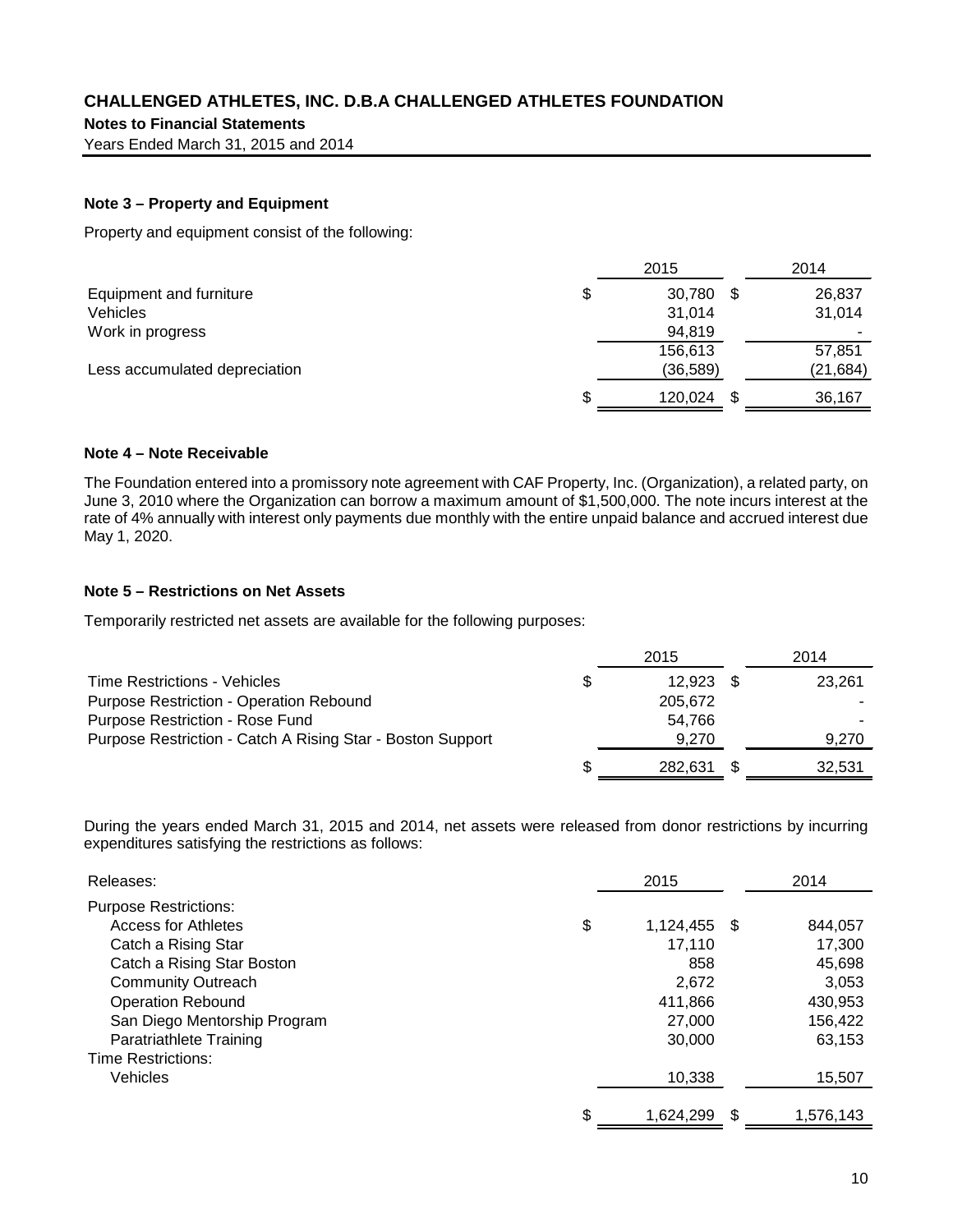## CHALLENGED ATHLETES, INC. D.B.A CHALLENGED ATHLETES FOUNDATION

**Notes to Financial Statements**

Years Ended March 31, 2015 and 2014

### Note 3 – Property and Equipment

Property and equipment consist of the following:

| | 2015 | 2014 |
|---|---|---|
| Equipment and furniture | $ 30,780 | $ 26,837 |
| Vehicles | 31,014 | 31,014 |
| Work in progress | 94,819 | - |
| | 156,613 | 57,851 |
| Less accumulated depreciation | (36,589) | (21,684) |
| | $ 120,024 | $ 36,167 |

### Note 4 – Note Receivable

The Foundation entered into a promissory note agreement with CAF Property, Inc. (Organization), a related party, on June 3, 2010 where the Organization can borrow a maximum amount of $1,500,000. The note incurs interest at the rate of 4% annually with interest only payments due monthly with the entire unpaid balance and accrued interest due May 1, 2020.

### Note 5 – Restrictions on Net Assets

Temporarily restricted net assets are available for the following purposes:

| | 2015 | 2014 |
|---|---|---|
| Time Restrictions - Vehicles | $ 12,923 | $ 23,261 |
| Purpose Restriction - Operation Rebound | 205,672 | - |
| Purpose Restriction - Rose Fund | 54,766 | - |
| Purpose Restriction - Catch A Rising Star - Boston Support | 9,270 | 9,270 |
| | $ 282,631 | $ 32,531 |

During the years ended March 31, 2015 and 2014, net assets were released from donor restrictions by incurring expenditures satisfying the restrictions as follows:

| Releases: | 2015 | 2014 |
|---|---|---|
| Purpose Restrictions: | | |
| Access for Athletes | $ 1,124,455 | $ 844,057 |
| Catch a Rising Star | 17,110 | 17,300 |
| Catch a Rising Star Boston | 858 | 45,698 |
| Community Outreach | 2,672 | 3,053 |
| Operation Rebound | 411,866 | 430,953 |
| San Diego Mentorship Program | 27,000 | 156,422 |
| Paratriathlete Training | 30,000 | 63,153 |
| Time Restrictions: | | |
| Vehicles | 10,338 | 15,507 |
| | $ 1,624,299 | $ 1,576,143 |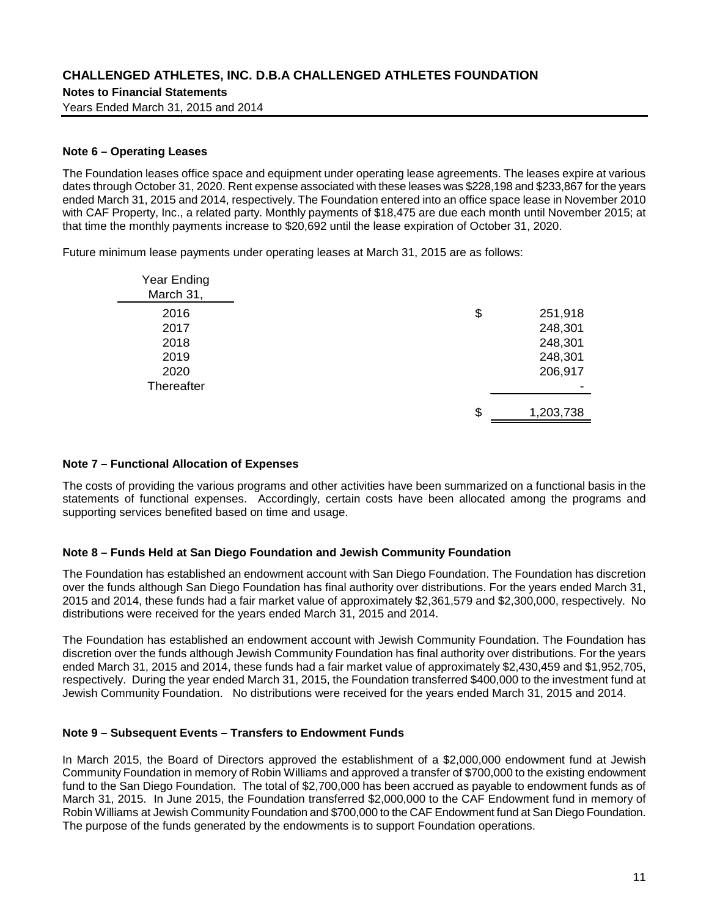**CHALLENGED ATHLETES, INC. D.B.A CHALLENGED ATHLETES FOUNDATION**

**Notes to Financial Statements**

Years Ended March 31, 2015 and 2014

**Note 6 – Operating Leases**

The Foundation leases office space and equipment under operating lease agreements. The leases expire at various dates through October 31, 2020. Rent expense associated with these leases was $228,198 and $233,867 for the years ended March 31, 2015 and 2014, respectively. The Foundation entered into an office space lease in November 2010 with CAF Property, Inc., a related party. Monthly payments of $18,475 are due each month until November 2015; at that time the monthly payments increase to $20,692 until the lease expiration of October 31, 2020.

Future minimum lease payments under operating leases at March 31, 2015 are as follows:

| Year Ending March 31, | | |
|---|---|---|
| 2016 | $ | 251,918 |
| 2017 | | 248,301 |
| 2018 | | 248,301 |
| 2019 | | 248,301 |
| 2020 | | 206,917 |
| Thereafter | | - |
| | $ | 1,203,738 |

**Note 7 – Functional Allocation of Expenses**

The costs of providing the various programs and other activities have been summarized on a functional basis in the statements of functional expenses. Accordingly, certain costs have been allocated among the programs and supporting services benefited based on time and usage.

**Note 8 – Funds Held at San Diego Foundation and Jewish Community Foundation**

The Foundation has established an endowment account with San Diego Foundation. The Foundation has discretion over the funds although San Diego Foundation has final authority over distributions. For the years ended March 31, 2015 and 2014, these funds had a fair market value of approximately $2,361,579 and $2,300,000, respectively. No distributions were received for the years ended March 31, 2015 and 2014.

The Foundation has established an endowment account with Jewish Community Foundation. The Foundation has discretion over the funds although Jewish Community Foundation has final authority over distributions. For the years ended March 31, 2015 and 2014, these funds had a fair market value of approximately $2,430,459 and $1,952,705, respectively. During the year ended March 31, 2015, the Foundation transferred $400,000 to the investment fund at Jewish Community Foundation. No distributions were received for the years ended March 31, 2015 and 2014.

**Note 9 – Subsequent Events – Transfers to Endowment Funds**

In March 2015, the Board of Directors approved the establishment of a $2,000,000 endowment fund at Jewish Community Foundation in memory of Robin Williams and approved a transfer of $700,000 to the existing endowment fund to the San Diego Foundation. The total of $2,700,000 has been accrued as payable to endowment funds as of March 31, 2015. In June 2015, the Foundation transferred $2,000,000 to the CAF Endowment fund in memory of Robin Williams at Jewish Community Foundation and $700,000 to the CAF Endowment fund at San Diego Foundation. The purpose of the funds generated by the endowments is to support Foundation operations.